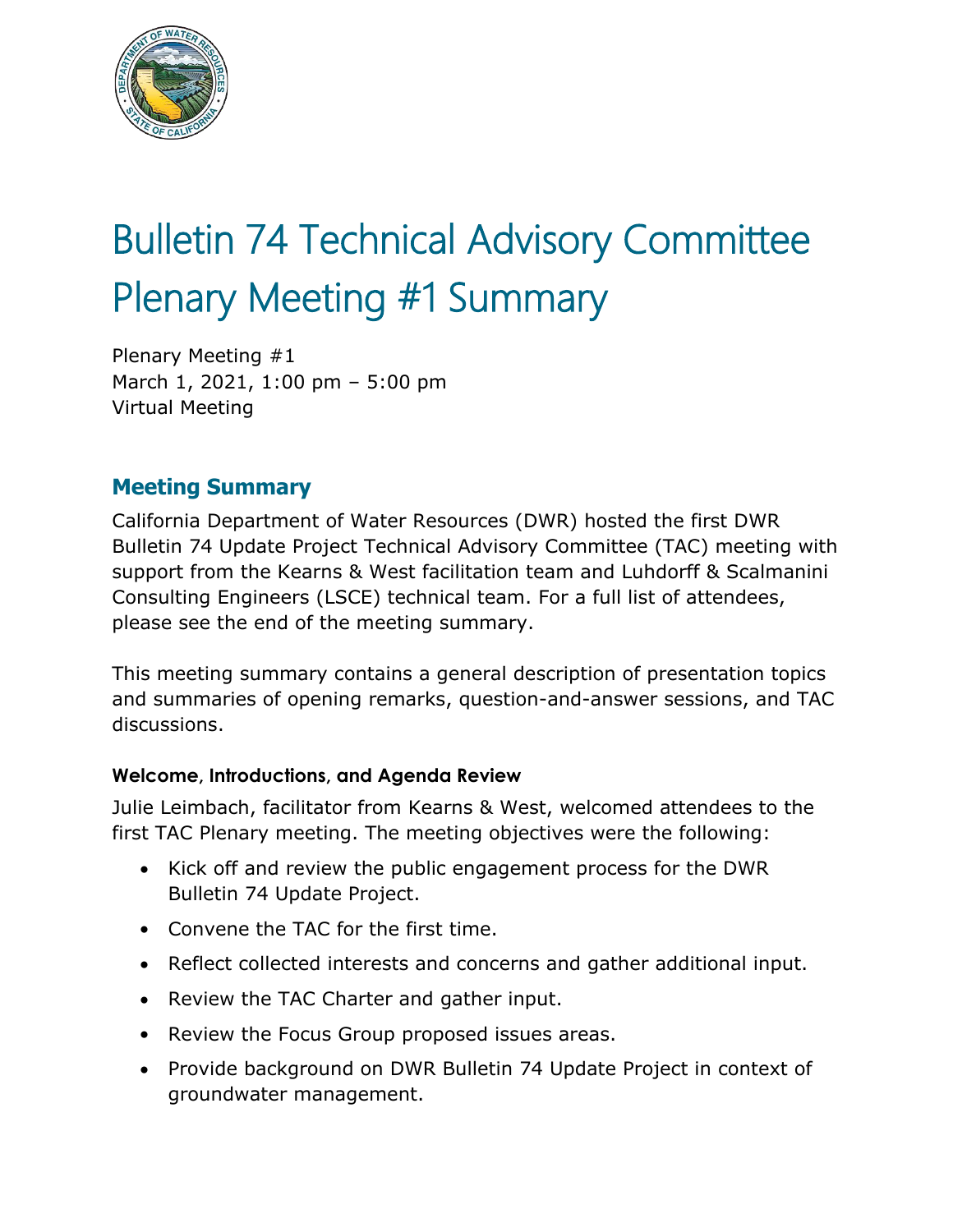# Bulletin 74 Technical Advisory Committee Plenary Meeting #1 Summary

Plenary Meeting #1
March 1, 2021, 1:00 pm – 5:00 pm
Virtual Meeting

## Meeting Summary

California Department of Water Resources (DWR) hosted the first DWR Bulletin 74 Update Project Technical Advisory Committee (TAC) meeting with support from the Kearns & West facilitation team and Luhdorff & Scalmanini Consulting Engineers (LSCE) technical team. For a full list of attendees, please see the end of the meeting summary.

This meeting summary contains a general description of presentation topics and summaries of opening remarks, question-and-answer sessions, and TAC discussions.

### Welcome, Introductions, and Agenda Review

Julie Leimbach, facilitator from Kearns & West, welcomed attendees to the first TAC Plenary meeting. The meeting objectives were the following:

- Kick off and review the public engagement process for the DWR Bulletin 74 Update Project.
- Convene the TAC for the first time.
- Reflect collected interests and concerns and gather additional input.
- Review the TAC Charter and gather input.
- Review the Focus Group proposed issues areas.
- Provide background on DWR Bulletin 74 Update Project in context of groundwater management.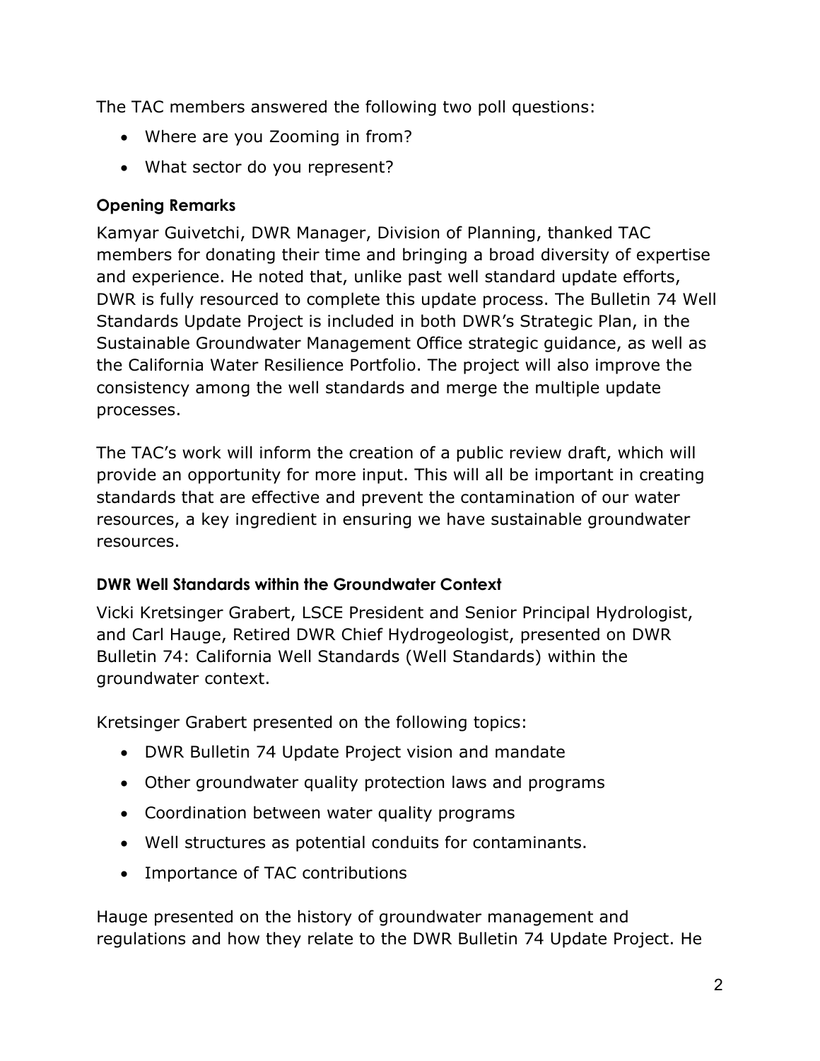The TAC members answered the following two poll questions:

- Where are you Zooming in from?
- What sector do you represent?

### Opening Remarks

Kamyar Guivetchi, DWR Manager, Division of Planning, thanked TAC members for donating their time and bringing a broad diversity of expertise and experience. He noted that, unlike past well standard update efforts, DWR is fully resourced to complete this update process. The Bulletin 74 Well Standards Update Project is included in both DWR's Strategic Plan, in the Sustainable Groundwater Management Office strategic guidance, as well as the California Water Resilience Portfolio. The project will also improve the consistency among the well standards and merge the multiple update processes.

The TAC's work will inform the creation of a public review draft, which will provide an opportunity for more input. This will all be important in creating standards that are effective and prevent the contamination of our water resources, a key ingredient in ensuring we have sustainable groundwater resources.

### DWR Well Standards within the Groundwater Context

Vicki Kretsinger Grabert, LSCE President and Senior Principal Hydrologist, and Carl Hauge, Retired DWR Chief Hydrogeologist, presented on DWR Bulletin 74: California Well Standards (Well Standards) within the groundwater context.

Kretsinger Grabert presented on the following topics:

- DWR Bulletin 74 Update Project vision and mandate
- Other groundwater quality protection laws and programs
- Coordination between water quality programs
- Well structures as potential conduits for contaminants.
- Importance of TAC contributions

Hauge presented on the history of groundwater management and regulations and how they relate to the DWR Bulletin 74 Update Project. He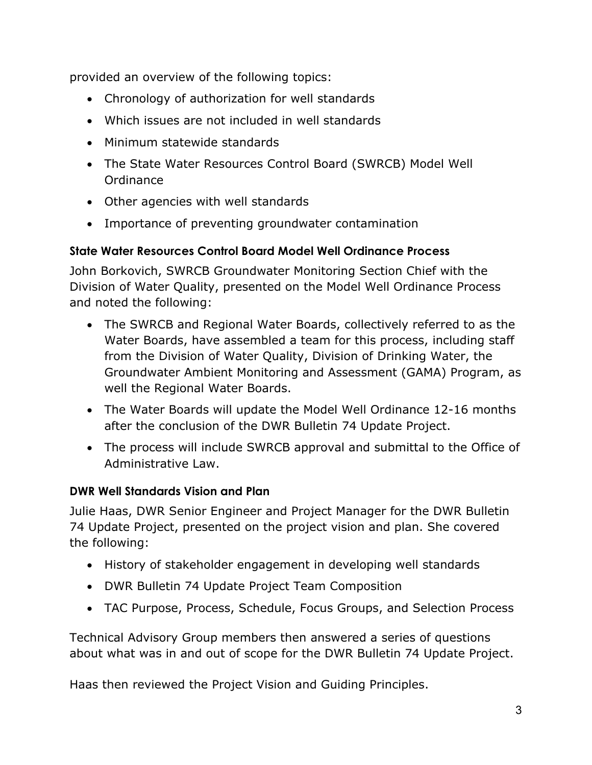provided an overview of the following topics:

- Chronology of authorization for well standards
- Which issues are not included in well standards
- Minimum statewide standards
- The State Water Resources Control Board (SWRCB) Model Well Ordinance
- Other agencies with well standards
- Importance of preventing groundwater contamination

### State Water Resources Control Board Model Well Ordinance Process

John Borkovich, SWRCB Groundwater Monitoring Section Chief with the Division of Water Quality, presented on the Model Well Ordinance Process and noted the following:

- The SWRCB and Regional Water Boards, collectively referred to as the Water Boards, have assembled a team for this process, including staff from the Division of Water Quality, Division of Drinking Water, the Groundwater Ambient Monitoring and Assessment (GAMA) Program, as well the Regional Water Boards.
- The Water Boards will update the Model Well Ordinance 12-16 months after the conclusion of the DWR Bulletin 74 Update Project.
- The process will include SWRCB approval and submittal to the Office of Administrative Law.

### DWR Well Standards Vision and Plan

Julie Haas, DWR Senior Engineer and Project Manager for the DWR Bulletin 74 Update Project, presented on the project vision and plan. She covered the following:

- History of stakeholder engagement in developing well standards
- DWR Bulletin 74 Update Project Team Composition
- TAC Purpose, Process, Schedule, Focus Groups, and Selection Process

Technical Advisory Group members then answered a series of questions about what was in and out of scope for the DWR Bulletin 74 Update Project.

Haas then reviewed the Project Vision and Guiding Principles.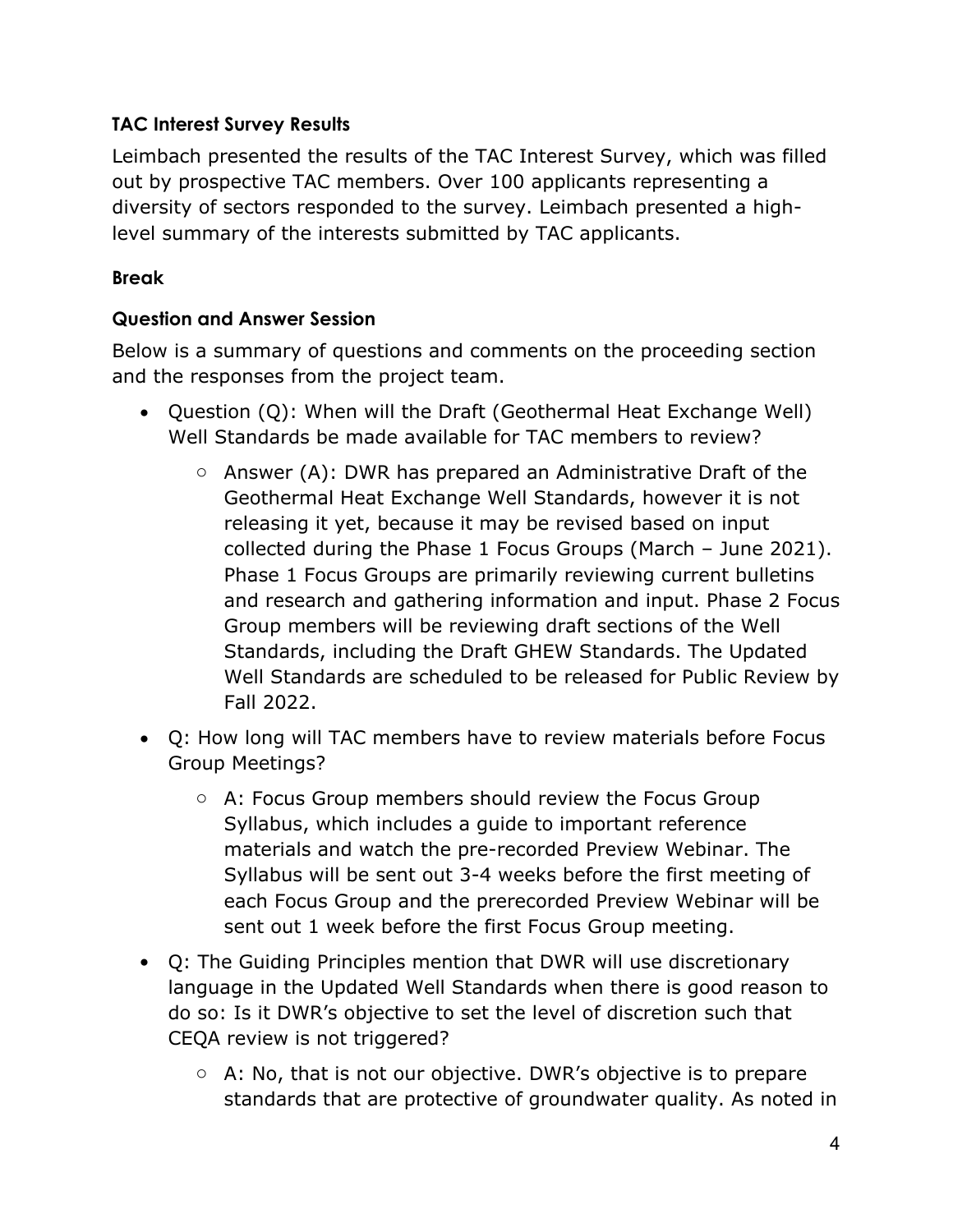### TAC Interest Survey Results

Leimbach presented the results of the TAC Interest Survey, which was filled out by prospective TAC members. Over 100 applicants representing a diversity of sectors responded to the survey. Leimbach presented a high-level summary of the interests submitted by TAC applicants.

### Break

### Question and Answer Session

Below is a summary of questions and comments on the proceeding section and the responses from the project team.

- Question (Q): When will the Draft (Geothermal Heat Exchange Well) Well Standards be made available for TAC members to review?
  - Answer (A): DWR has prepared an Administrative Draft of the Geothermal Heat Exchange Well Standards, however it is not releasing it yet, because it may be revised based on input collected during the Phase 1 Focus Groups (March – June 2021). Phase 1 Focus Groups are primarily reviewing current bulletins and research and gathering information and input. Phase 2 Focus Group members will be reviewing draft sections of the Well Standards, including the Draft GHEW Standards. The Updated Well Standards are scheduled to be released for Public Review by Fall 2022.
- Q: How long will TAC members have to review materials before Focus Group Meetings?
  - A: Focus Group members should review the Focus Group Syllabus, which includes a guide to important reference materials and watch the pre-recorded Preview Webinar. The Syllabus will be sent out 3-4 weeks before the first meeting of each Focus Group and the prerecorded Preview Webinar will be sent out 1 week before the first Focus Group meeting.
- Q: The Guiding Principles mention that DWR will use discretionary language in the Updated Well Standards when there is good reason to do so: Is it DWR's objective to set the level of discretion such that CEQA review is not triggered?
  - A: No, that is not our objective. DWR's objective is to prepare standards that are protective of groundwater quality. As noted in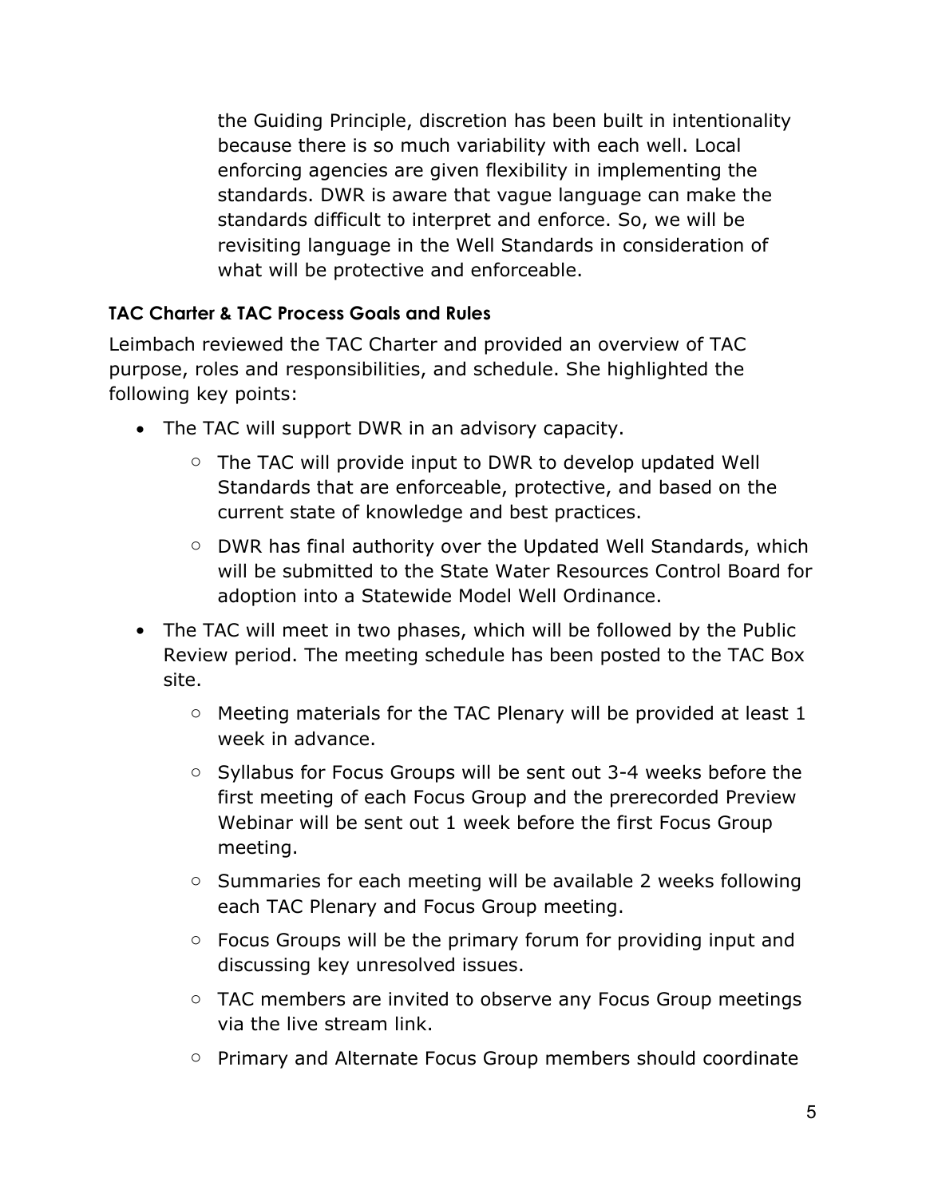the Guiding Principle, discretion has been built in intentionality because there is so much variability with each well. Local enforcing agencies are given flexibility in implementing the standards. DWR is aware that vague language can make the standards difficult to interpret and enforce. So, we will be revisiting language in the Well Standards in consideration of what will be protective and enforceable.

#### TAC Charter & TAC Process Goals and Rules

Leimbach reviewed the TAC Charter and provided an overview of TAC purpose, roles and responsibilities, and schedule. She highlighted the following key points:

- The TAC will support DWR in an advisory capacity.
  - The TAC will provide input to DWR to develop updated Well Standards that are enforceable, protective, and based on the current state of knowledge and best practices.
  - DWR has final authority over the Updated Well Standards, which will be submitted to the State Water Resources Control Board for adoption into a Statewide Model Well Ordinance.
- The TAC will meet in two phases, which will be followed by the Public Review period. The meeting schedule has been posted to the TAC Box site.
  - Meeting materials for the TAC Plenary will be provided at least 1 week in advance.
  - Syllabus for Focus Groups will be sent out 3-4 weeks before the first meeting of each Focus Group and the prerecorded Preview Webinar will be sent out 1 week before the first Focus Group meeting.
  - Summaries for each meeting will be available 2 weeks following each TAC Plenary and Focus Group meeting.
  - Focus Groups will be the primary forum for providing input and discussing key unresolved issues.
  - TAC members are invited to observe any Focus Group meetings via the live stream link.
  - Primary and Alternate Focus Group members should coordinate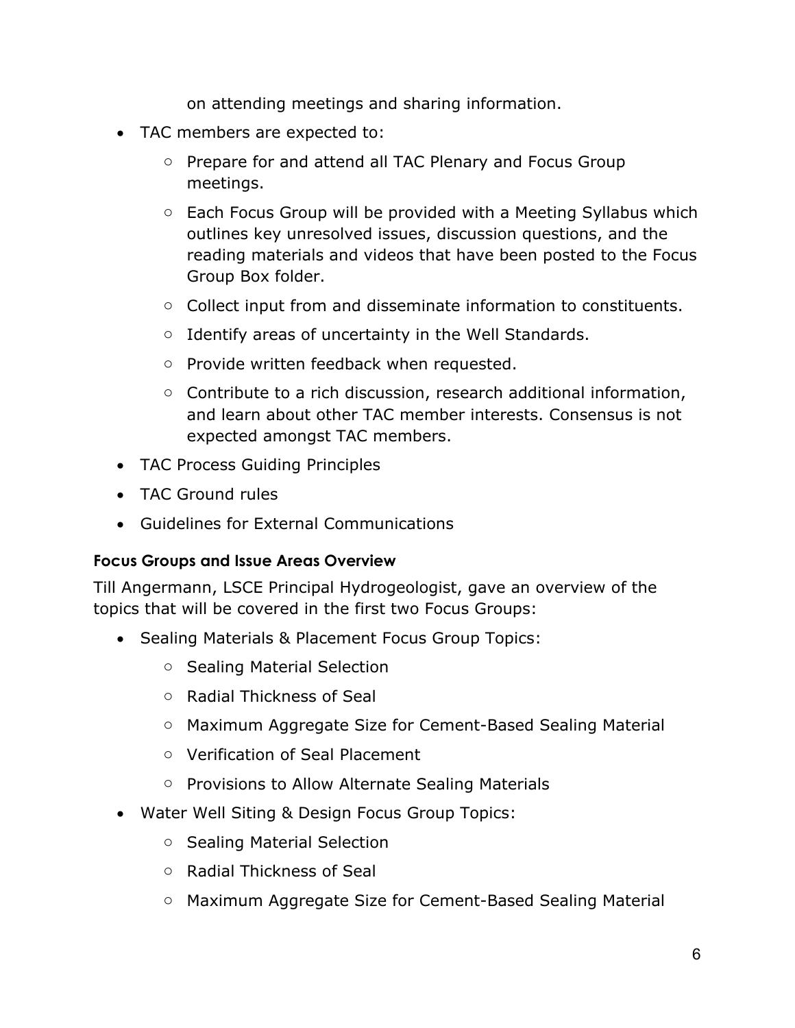on attending meetings and sharing information.

- TAC members are expected to:
  - Prepare for and attend all TAC Plenary and Focus Group meetings.
  - Each Focus Group will be provided with a Meeting Syllabus which outlines key unresolved issues, discussion questions, and the reading materials and videos that have been posted to the Focus Group Box folder.
  - Collect input from and disseminate information to constituents.
  - Identify areas of uncertainty in the Well Standards.
  - Provide written feedback when requested.
  - Contribute to a rich discussion, research additional information, and learn about other TAC member interests. Consensus is not expected amongst TAC members.
- TAC Process Guiding Principles
- TAC Ground rules
- Guidelines for External Communications

### Focus Groups and Issue Areas Overview

Till Angermann, LSCE Principal Hydrogeologist, gave an overview of the topics that will be covered in the first two Focus Groups:

- Sealing Materials & Placement Focus Group Topics:
  - Sealing Material Selection
  - Radial Thickness of Seal
  - Maximum Aggregate Size for Cement-Based Sealing Material
  - Verification of Seal Placement
  - Provisions to Allow Alternate Sealing Materials
- Water Well Siting & Design Focus Group Topics:
  - Sealing Material Selection
  - Radial Thickness of Seal
  - Maximum Aggregate Size for Cement-Based Sealing Material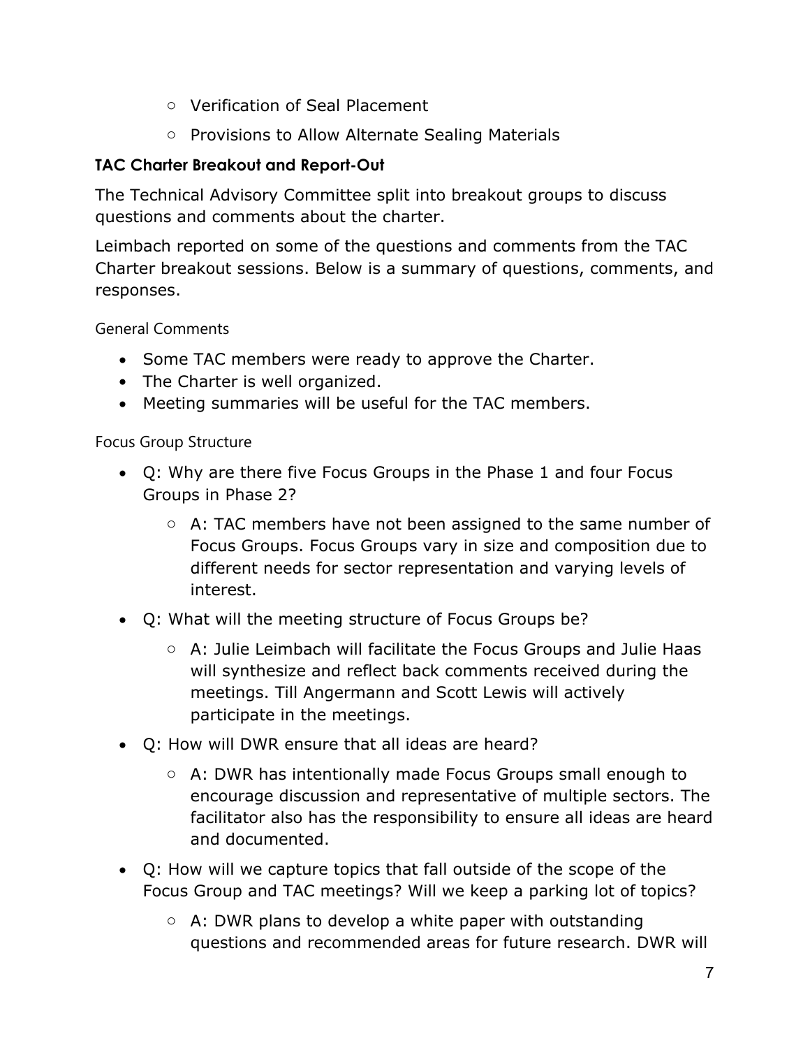- Verification of Seal Placement
    - Provisions to Allow Alternate Sealing Materials

### TAC Charter Breakout and Report-Out

The Technical Advisory Committee split into breakout groups to discuss questions and comments about the charter.

Leimbach reported on some of the questions and comments from the TAC Charter breakout sessions. Below is a summary of questions, comments, and responses.

#### General Comments

- Some TAC members were ready to approve the Charter.
- The Charter is well organized.
- Meeting summaries will be useful for the TAC members.

#### Focus Group Structure

- Q: Why are there five Focus Groups in the Phase 1 and four Focus Groups in Phase 2?
    - A: TAC members have not been assigned to the same number of Focus Groups. Focus Groups vary in size and composition due to different needs for sector representation and varying levels of interest.
- Q: What will the meeting structure of Focus Groups be?
    - A: Julie Leimbach will facilitate the Focus Groups and Julie Haas will synthesize and reflect back comments received during the meetings. Till Angermann and Scott Lewis will actively participate in the meetings.
- Q: How will DWR ensure that all ideas are heard?
    - A: DWR has intentionally made Focus Groups small enough to encourage discussion and representative of multiple sectors. The facilitator also has the responsibility to ensure all ideas are heard and documented.
- Q: How will we capture topics that fall outside of the scope of the Focus Group and TAC meetings? Will we keep a parking lot of topics?
    - A: DWR plans to develop a white paper with outstanding questions and recommended areas for future research. DWR will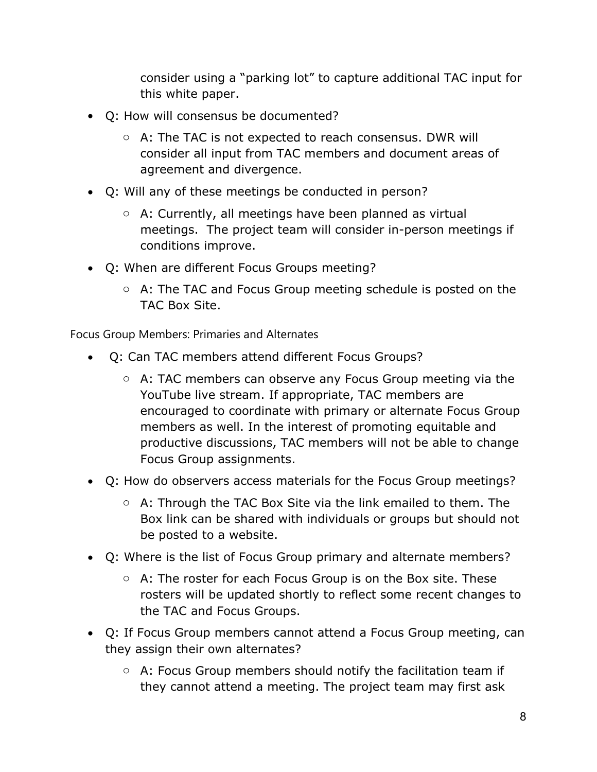consider using a "parking lot" to capture additional TAC input for this white paper.

- Q: How will consensus be documented?
  - A: The TAC is not expected to reach consensus. DWR will consider all input from TAC members and document areas of agreement and divergence.
- Q: Will any of these meetings be conducted in person?
  - A: Currently, all meetings have been planned as virtual meetings. The project team will consider in-person meetings if conditions improve.
- Q: When are different Focus Groups meeting?
  - A: The TAC and Focus Group meeting schedule is posted on the TAC Box Site.

### Focus Group Members: Primaries and Alternates

- Q: Can TAC members attend different Focus Groups?
  - A: TAC members can observe any Focus Group meeting via the YouTube live stream. If appropriate, TAC members are encouraged to coordinate with primary or alternate Focus Group members as well. In the interest of promoting equitable and productive discussions, TAC members will not be able to change Focus Group assignments.
- Q: How do observers access materials for the Focus Group meetings?
  - A: Through the TAC Box Site via the link emailed to them. The Box link can be shared with individuals or groups but should not be posted to a website.
- Q: Where is the list of Focus Group primary and alternate members?
  - A: The roster for each Focus Group is on the Box site. These rosters will be updated shortly to reflect some recent changes to the TAC and Focus Groups.
- Q: If Focus Group members cannot attend a Focus Group meeting, can they assign their own alternates?
  - A: Focus Group members should notify the facilitation team if they cannot attend a meeting. The project team may first ask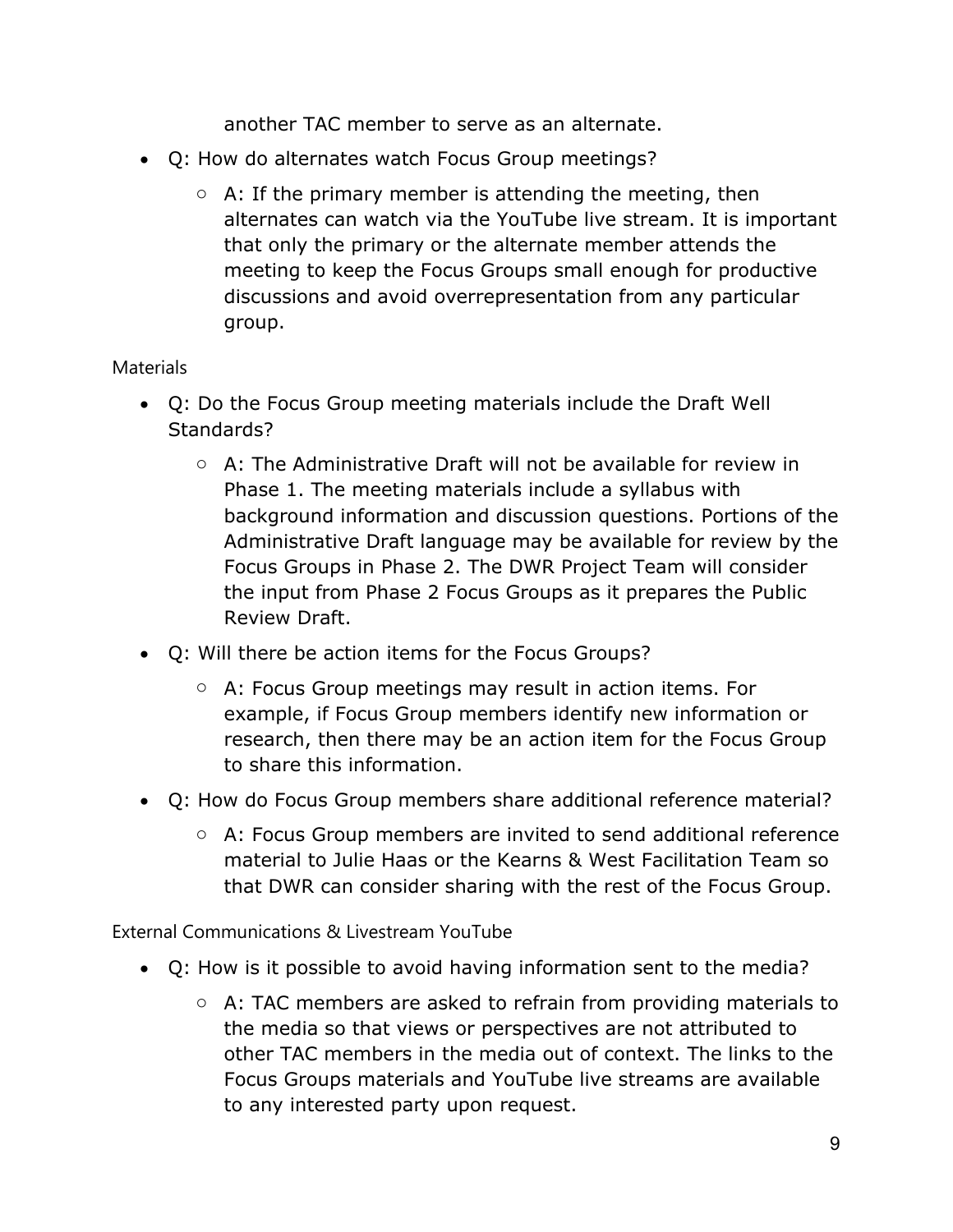another TAC member to serve as an alternate.

- Q: How do alternates watch Focus Group meetings?
  - A: If the primary member is attending the meeting, then alternates can watch via the YouTube live stream. It is important that only the primary or the alternate member attends the meeting to keep the Focus Groups small enough for productive discussions and avoid overrepresentation from any particular group.

### Materials

- Q: Do the Focus Group meeting materials include the Draft Well Standards?
  - A: The Administrative Draft will not be available for review in Phase 1. The meeting materials include a syllabus with background information and discussion questions. Portions of the Administrative Draft language may be available for review by the Focus Groups in Phase 2. The DWR Project Team will consider the input from Phase 2 Focus Groups as it prepares the Public Review Draft.
- Q: Will there be action items for the Focus Groups?
  - A: Focus Group meetings may result in action items. For example, if Focus Group members identify new information or research, then there may be an action item for the Focus Group to share this information.
- Q: How do Focus Group members share additional reference material?
  - A: Focus Group members are invited to send additional reference material to Julie Haas or the Kearns & West Facilitation Team so that DWR can consider sharing with the rest of the Focus Group.

### External Communications & Livestream YouTube

- Q: How is it possible to avoid having information sent to the media?
  - A: TAC members are asked to refrain from providing materials to the media so that views or perspectives are not attributed to other TAC members in the media out of context. The links to the Focus Groups materials and YouTube live streams are available to any interested party upon request.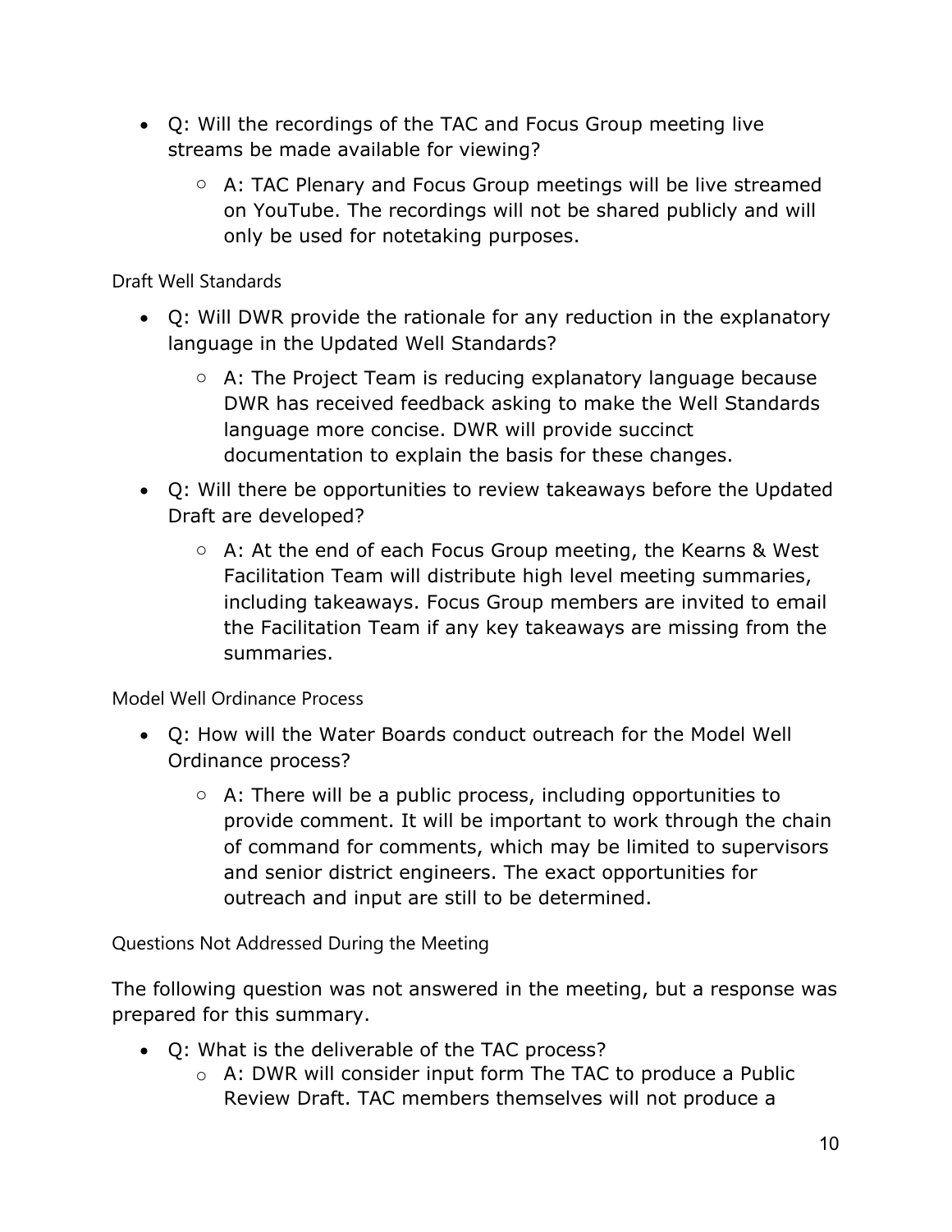- Q: Will the recordings of the TAC and Focus Group meeting live streams be made available for viewing?
    - A: TAC Plenary and Focus Group meetings will be live streamed on YouTube. The recordings will not be shared publicly and will only be used for notetaking purposes.

### Draft Well Standards

- Q: Will DWR provide the rationale for any reduction in the explanatory language in the Updated Well Standards?
    - A: The Project Team is reducing explanatory language because DWR has received feedback asking to make the Well Standards language more concise. DWR will provide succinct documentation to explain the basis for these changes.
- Q: Will there be opportunities to review takeaways before the Updated Draft are developed?
    - A: At the end of each Focus Group meeting, the Kearns & West Facilitation Team will distribute high level meeting summaries, including takeaways. Focus Group members are invited to email the Facilitation Team if any key takeaways are missing from the summaries.

### Model Well Ordinance Process

- Q: How will the Water Boards conduct outreach for the Model Well Ordinance process?
    - A: There will be a public process, including opportunities to provide comment. It will be important to work through the chain of command for comments, which may be limited to supervisors and senior district engineers. The exact opportunities for outreach and input are still to be determined.

### Questions Not Addressed During the Meeting

The following question was not answered in the meeting, but a response was prepared for this summary.

- Q: What is the deliverable of the TAC process?
    - A: DWR will consider input form The TAC to produce a Public Review Draft. TAC members themselves will not produce a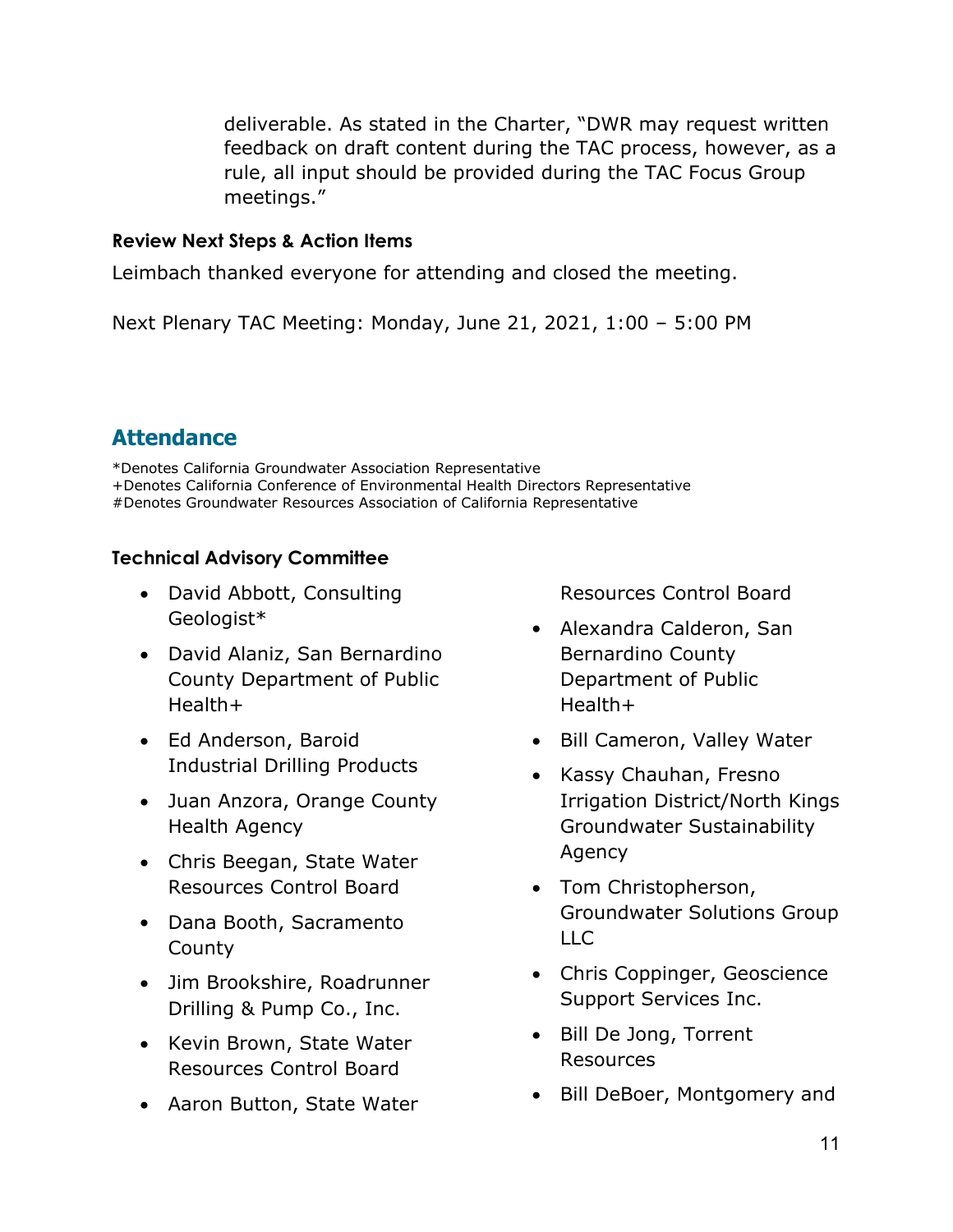deliverable. As stated in the Charter, "DWR may request written feedback on draft content during the TAC process, however, as a rule, all input should be provided during the TAC Focus Group meetings."

**Review Next Steps & Action Items**

Leimbach thanked everyone for attending and closed the meeting.

Next Plenary TAC Meeting: Monday, June 21, 2021, 1:00 – 5:00 PM

## Attendance

*Denotes California Groundwater Association Representative
+Denotes California Conference of Environmental Health Directors Representative
#Denotes Groundwater Resources Association of California Representative

**Technical Advisory Committee**

- David Abbott, Consulting Geologist*
- David Alaniz, San Bernardino County Department of Public Health+
- Ed Anderson, Baroid Industrial Drilling Products
- Juan Anzora, Orange County Health Agency
- Chris Beegan, State Water Resources Control Board
- Dana Booth, Sacramento County
- Jim Brookshire, Roadrunner Drilling & Pump Co., Inc.
- Kevin Brown, State Water Resources Control Board
- Aaron Button, State Water Resources Control Board
- Alexandra Calderon, San Bernardino County Department of Public Health+
- Bill Cameron, Valley Water
- Kassy Chauhan, Fresno Irrigation District/North Kings Groundwater Sustainability Agency
- Tom Christopherson, Groundwater Solutions Group LLC
- Chris Coppinger, Geoscience Support Services Inc.
- Bill De Jong, Torrent Resources
- Bill DeBoer, Montgomery and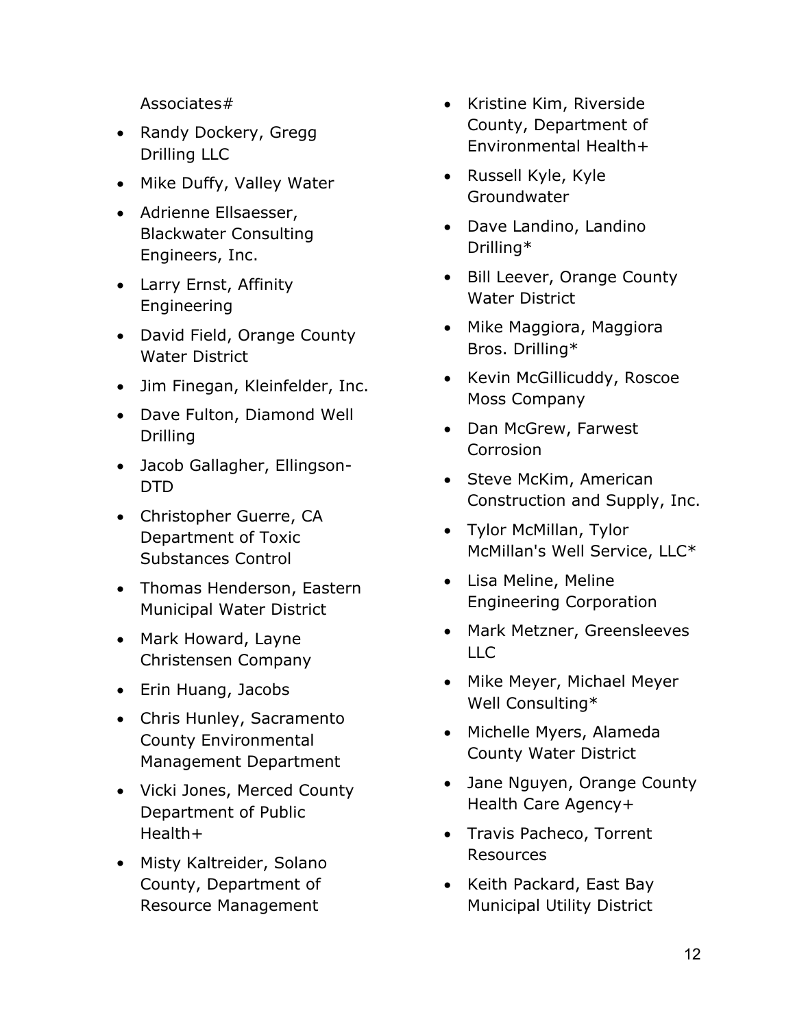Associates#

- Randy Dockery, Gregg Drilling LLC
- Mike Duffy, Valley Water
- Adrienne Ellsaesser, Blackwater Consulting Engineers, Inc.
- Larry Ernst, Affinity Engineering
- David Field, Orange County Water District
- Jim Finegan, Kleinfelder, Inc.
- Dave Fulton, Diamond Well Drilling
- Jacob Gallagher, Ellingson-DTD
- Christopher Guerre, CA Department of Toxic Substances Control
- Thomas Henderson, Eastern Municipal Water District
- Mark Howard, Layne Christensen Company
- Erin Huang, Jacobs
- Chris Hunley, Sacramento County Environmental Management Department
- Vicki Jones, Merced County Department of Public Health+
- Misty Kaltreider, Solano County, Department of Resource Management
- Kristine Kim, Riverside County, Department of Environmental Health+
- Russell Kyle, Kyle Groundwater
- Dave Landino, Landino Drilling*
- Bill Leever, Orange County Water District
- Mike Maggiora, Maggiora Bros. Drilling*
- Kevin McGillicuddy, Roscoe Moss Company
- Dan McGrew, Farwest Corrosion
- Steve McKim, American Construction and Supply, Inc.
- Tylor McMillan, Tylor McMillan's Well Service, LLC*
- Lisa Meline, Meline Engineering Corporation
- Mark Metzner, Greensleeves LLC
- Mike Meyer, Michael Meyer Well Consulting*
- Michelle Myers, Alameda County Water District
- Jane Nguyen, Orange County Health Care Agency+
- Travis Pacheco, Torrent Resources
- Keith Packard, East Bay Municipal Utility District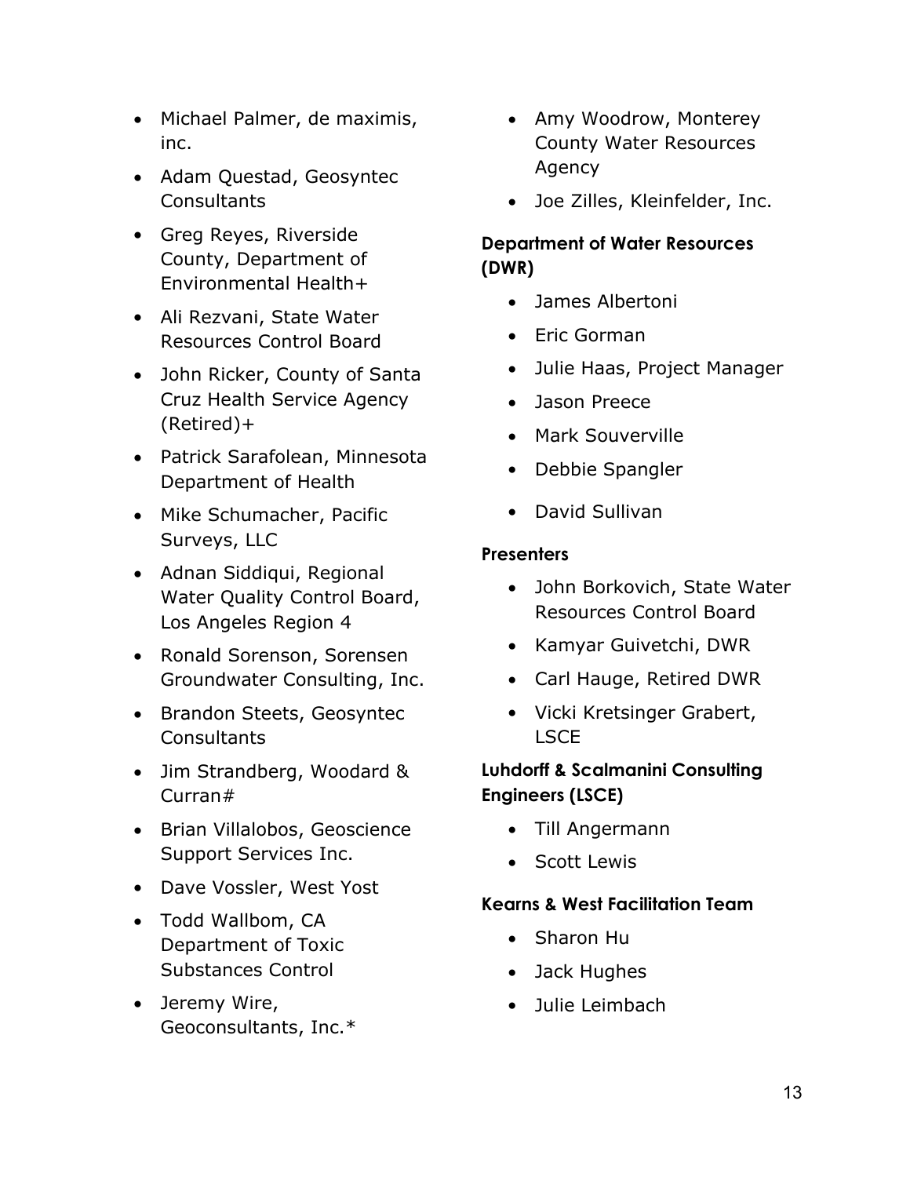- Michael Palmer, de maximis, inc.
- Adam Questad, Geosyntec Consultants
- Greg Reyes, Riverside County, Department of Environmental Health+
- Ali Rezvani, State Water Resources Control Board
- John Ricker, County of Santa Cruz Health Service Agency (Retired)+
- Patrick Sarafolean, Minnesota Department of Health
- Mike Schumacher, Pacific Surveys, LLC
- Adnan Siddiqui, Regional Water Quality Control Board, Los Angeles Region 4
- Ronald Sorenson, Sorensen Groundwater Consulting, Inc.
- Brandon Steets, Geosyntec Consultants
- Jim Strandberg, Woodard & Curran#
- Brian Villalobos, Geoscience Support Services Inc.
- Dave Vossler, West Yost
- Todd Wallbom, CA Department of Toxic Substances Control
- Jeremy Wire, Geoconsultants, Inc.*
- Amy Woodrow, Monterey County Water Resources Agency
- Joe Zilles, Kleinfelder, Inc.

**Department of Water Resources (DWR)**

- James Albertoni
- Eric Gorman
- Julie Haas, Project Manager
- Jason Preece
- Mark Souverville
- Debbie Spangler
- David Sullivan

**Presenters**

- John Borkovich, State Water Resources Control Board
- Kamyar Guivetchi, DWR
- Carl Hauge, Retired DWR
- Vicki Kretsinger Grabert, LSCE

**Luhdorff & Scalmanini Consulting Engineers (LSCE)**

- Till Angermann
- Scott Lewis

**Kearns & West Facilitation Team**

- Sharon Hu
- Jack Hughes
- Julie Leimbach